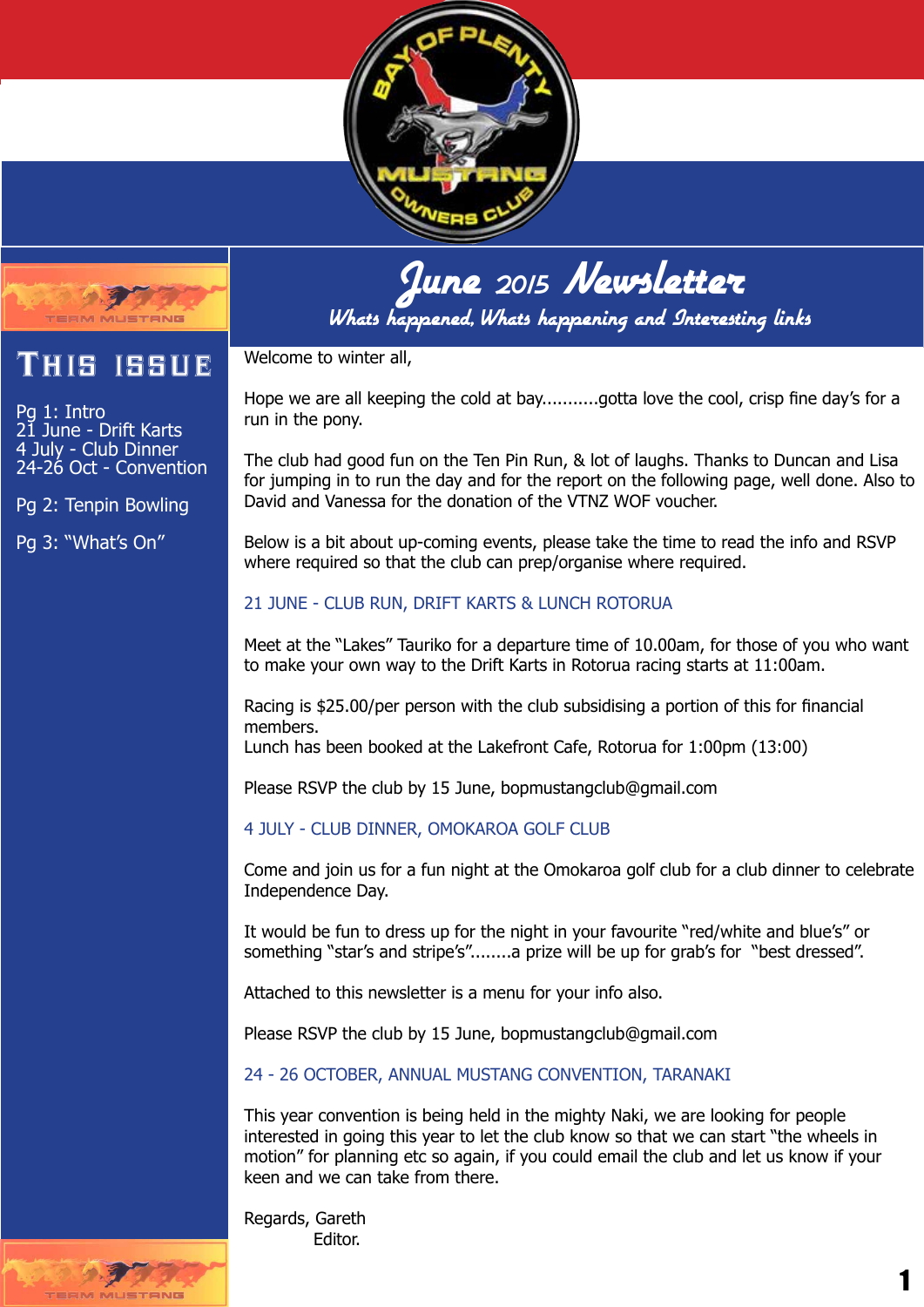# June 2015 Newsletter

*Whats happened, Whats happening and Interesting links*

## This issue

Pg 1: Intro
21 June - Drift Karts
4 July - Club Dinner
24-26 Oct - Convention

Pg 2: Tenpin Bowling

Pg 3: "What's On"

Welcome to winter all,

Hope we are all keeping the cold at bay...........gotta love the cool, crisp fine day's for a run in the pony.

The club had good fun on the Ten Pin Run, & lot of laughs. Thanks to Duncan and Lisa for jumping in to run the day and for the report on the following page, well done. Also to David and Vanessa for the donation of the VTNZ WOF voucher.

Below is a bit about up-coming events, please take the time to read the info and RSVP where required so that the club can prep/organise where required.

### 21 JUNE - CLUB RUN, DRIFT KARTS & LUNCH ROTORUA

Meet at the "Lakes" Tauriko for a departure time of 10.00am, for those of you who want to make your own way to the Drift Karts in Rotorua racing starts at 11:00am.

Racing is $25.00/per person with the club subsidising a portion of this for financial members.
Lunch has been booked at the Lakefront Cafe, Rotorua for 1:00pm (13:00)

Please RSVP the club by 15 June, bopmustangclub@gmail.com

### 4 JULY - CLUB DINNER, OMOKAROA GOLF CLUB

Come and join us for a fun night at the Omokaroa golf club for a club dinner to celebrate Independence Day.

It would be fun to dress up for the night in your favourite "red/white and blue's" or something "star's and stripe's"........a prize will be up for grab's for "best dressed".

Attached to this newsletter is a menu for your info also.

Please RSVP the club by 15 June, bopmustangclub@gmail.com

### 24 - 26 OCTOBER, ANNUAL MUSTANG CONVENTION, TARANAKI

This year convention is being held in the mighty Naki, we are looking for people interested in going this year to let the club know so that we can start "the wheels in motion" for planning etc so again, if you could email the club and let us know if your keen and we can take from there.

Regards, Gareth
Editor.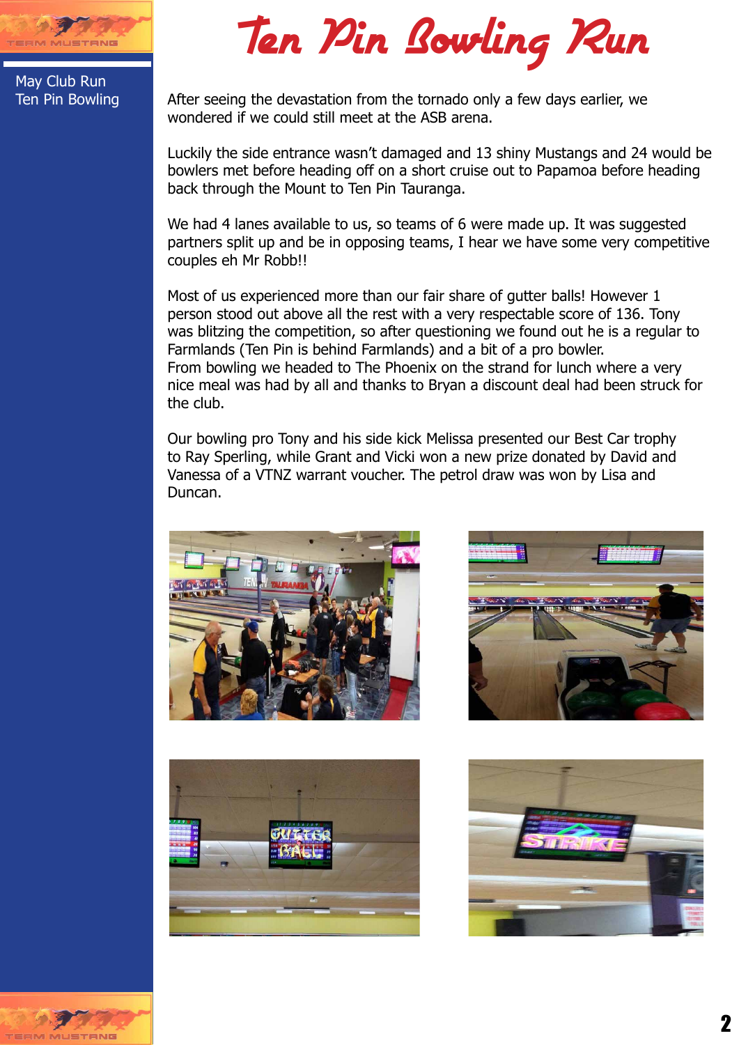# Ten Pin Bowling Run

May Club Run
Ten Pin Bowling

After seeing the devastation from the tornado only a few days earlier, we wondered if we could still meet at the ASB arena.

Luckily the side entrance wasn't damaged and 13 shiny Mustangs and 24 would be bowlers met before heading off on a short cruise out to Papamoa before heading back through the Mount to Ten Pin Tauranga.

We had 4 lanes available to us, so teams of 6 were made up. It was suggested partners split up and be in opposing teams, I hear we have some very competitive couples eh Mr Robb!!

Most of us experienced more than our fair share of gutter balls! However 1 person stood out above all the rest with a very respectable score of 136. Tony was blitzing the competition, so after questioning we found out he is a regular to Farmlands (Ten Pin is behind Farmlands) and a bit of a pro bowler.
From bowling we headed to The Phoenix on the strand for lunch where a very nice meal was had by all and thanks to Bryan a discount deal had been struck for the club.

Our bowling pro Tony and his side kick Melissa presented our Best Car trophy to Ray Sperling, while Grant and Vicki won a new prize donated by David and Vanessa of a VTNZ warrant voucher. The petrol draw was won by Lisa and Duncan.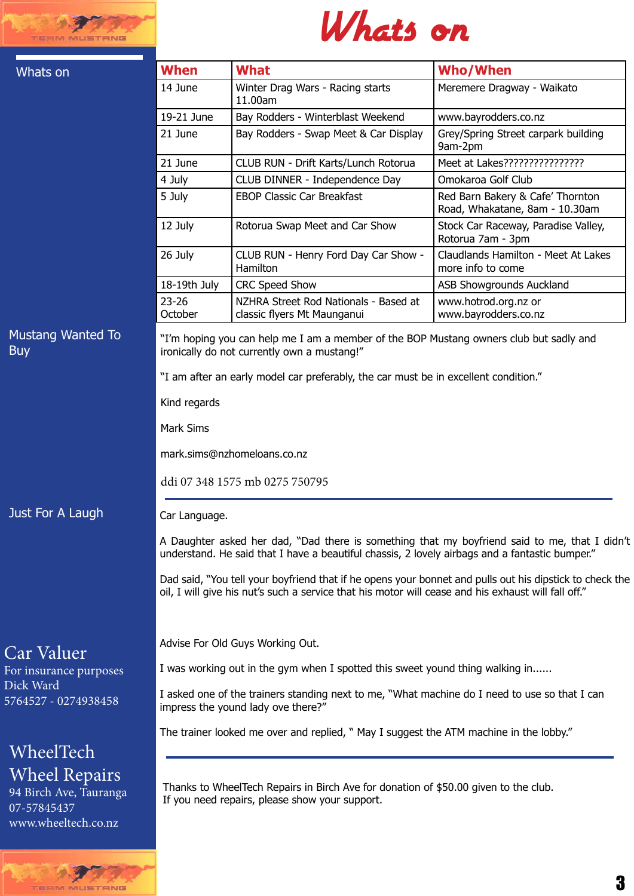# Whats on

## Whats on

| When | What | Who/When |
|---|---|---|
| 14 June | Winter Drag Wars - Racing starts 11.00am | Meremere Dragway - Waikato |
| 19-21 June | Bay Rodders - Winterblast Weekend | www.bayrodders.co.nz |
| 21 June | Bay Rodders - Swap Meet & Car Display | Grey/Spring Street carpark building 9am-2pm |
| 21 June | CLUB RUN - Drift Karts/Lunch Rotorua | Meet at Lakes???????????????? |
| 4 July | CLUB DINNER - Independence Day | Omokaroa Golf Club |
| 5 July | EBOP Classic Car Breakfast | Red Barn Bakery & Cafe' Thornton Road, Whakatane, 8am - 10.30am |
| 12 July | Rotorua Swap Meet and Car Show | Stock Car Raceway, Paradise Valley, Rotorua 7am - 3pm |
| 26 July | CLUB RUN - Henry Ford Day Car Show - Hamilton | Claudlands Hamilton - Meet At Lakes more info to come |
| 18-19th July | CRC Speed Show | ASB Showgrounds Auckland |
| 23-26 October | NZHRA Street Rod Nationals - Based at classic flyers Mt Maunganui | www.hotrod.org.nz or www.bayrodders.co.nz |

## Mustang Wanted To Buy

"I'm hoping you can help me I am a member of the BOP Mustang owners club but sadly and ironically do not currently own a mustang!"

"I am after an early model car preferably, the car must be in excellent condition."

Kind regards

Mark Sims

mark.sims@nzhomeloans.co.nz

ddi 07 348 1575 mb 0275 750795

## Just For A Laugh

Car Language.

A Daughter asked her dad, "Dad there is something that my boyfriend said to me, that I didn't understand. He said that I have a beautiful chassis, 2 lovely airbags and a fantastic bumper."

Dad said, "You tell your boyfriend that if he opens your bonnet and pulls out his dipstick to check the oil, I will give his nut's such a service that his motor will cease and his exhaust will fall off."

Advise For Old Guys Working Out.

I was working out in the gym when I spotted this sweet yound thing walking in......

I asked one of the trainers standing next to me, "What machine do I need to use so that I can impress the yound lady ove there?"

The trainer looked me over and replied, " May I suggest the ATM machine in the lobby."

## Car Valuer

For insurance purposes
Dick Ward
5764527 - 0274938458

## WheelTech Wheel Repairs

94 Birch Ave, Tauranga
07-57845437
www.wheeltech.co.nz

Thanks to WheelTech Repairs in Birch Ave for donation of $50.00 given to the club.
If you need repairs, please show your support.